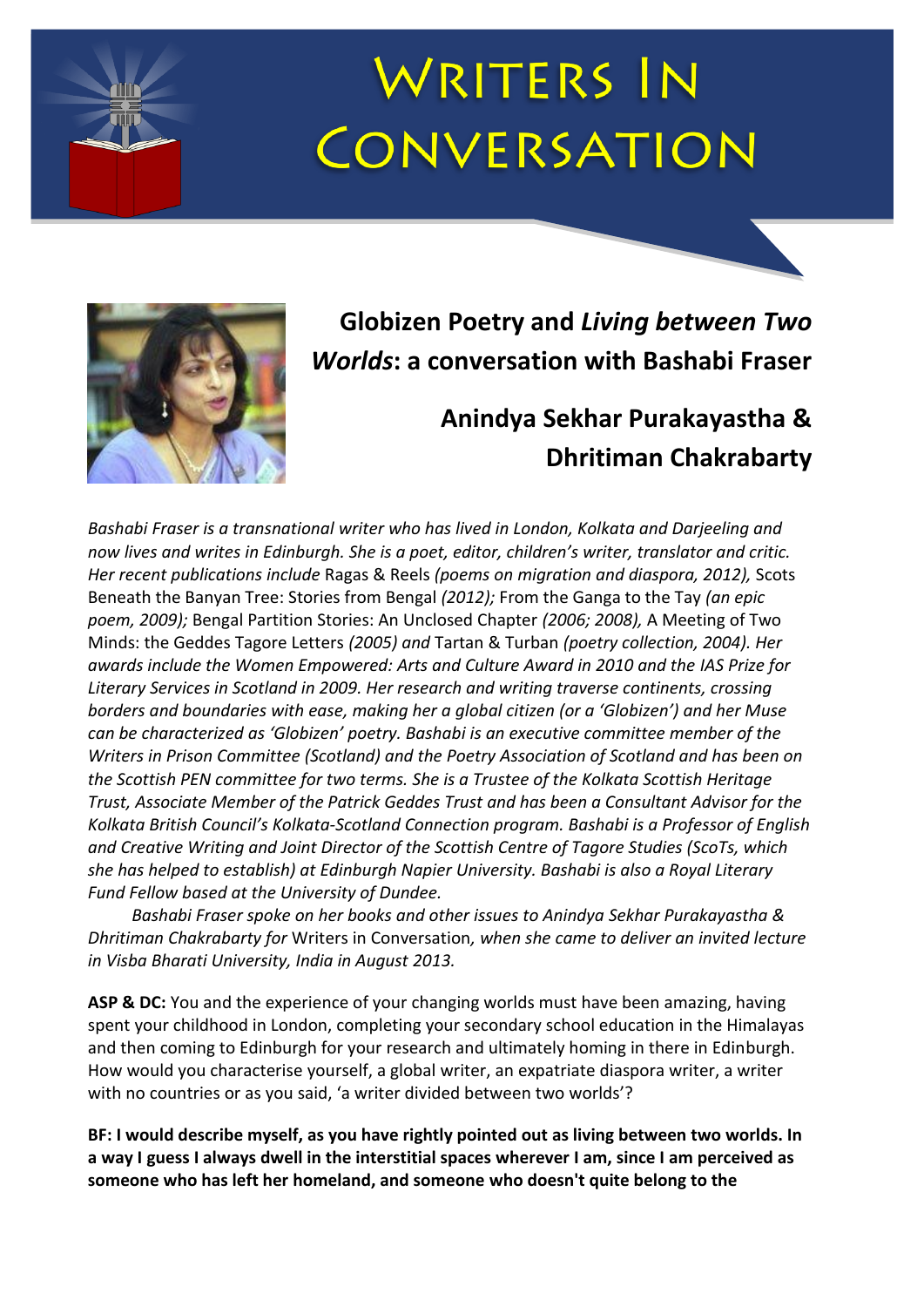# Writers In Conversation

## Globizen Poetry and *Living between Two Worlds*: a conversation with Bashabi Fraser

### Anindya Sekhar Purakayastha & Dhritiman Chakrabarty

*Bashabi Fraser is a transnational writer who has lived in London, Kolkata and Darjeeling and now lives and writes in Edinburgh. She is a poet, editor, children's writer, translator and critic. Her recent publications include* Ragas & Reels *(poems on migration and diaspora, 2012),* Scots Beneath the Banyan Tree: Stories from Bengal *(2012);* From the Ganga to the Tay *(an epic poem, 2009);* Bengal Partition Stories: An Unclosed Chapter *(2006; 2008),* A Meeting of Two Minds: the Geddes Tagore Letters *(2005) and* Tartan & Turban *(poetry collection, 2004). Her awards include the Women Empowered: Arts and Culture Award in 2010 and the IAS Prize for Literary Services in Scotland in 2009. Her research and writing traverse continents, crossing borders and boundaries with ease, making her a global citizen (or a 'Globizen') and her Muse can be characterized as 'Globizen' poetry. Bashabi is an executive committee member of the Writers in Prison Committee (Scotland) and the Poetry Association of Scotland and has been on the Scottish PEN committee for two terms. She is a Trustee of the Kolkata Scottish Heritage Trust, Associate Member of the Patrick Geddes Trust and has been a Consultant Advisor for the Kolkata British Council's Kolkata-Scotland Connection program. Bashabi is a Professor of English and Creative Writing and Joint Director of the Scottish Centre of Tagore Studies (ScoTs, which she has helped to establish) at Edinburgh Napier University. Bashabi is also a Royal Literary Fund Fellow based at the University of Dundee.*

*Bashabi Fraser spoke on her books and other issues to Anindya Sekhar Purakayastha & Dhritiman Chakrabarty for* Writers in Conversation*, when she came to deliver an invited lecture in Visba Bharati University, India in August 2013.*

**ASP & DC:** You and the experience of your changing worlds must have been amazing, having spent your childhood in London, completing your secondary school education in the Himalayas and then coming to Edinburgh for your research and ultimately homing in there in Edinburgh. How would you characterise yourself, a global writer, an expatriate diaspora writer, a writer with no countries or as you said, 'a writer divided between two worlds'?

**BF: I would describe myself, as you have rightly pointed out as living between two worlds. In a way I guess I always dwell in the interstitial spaces wherever I am, since I am perceived as someone who has left her homeland, and someone who doesn't quite belong to the**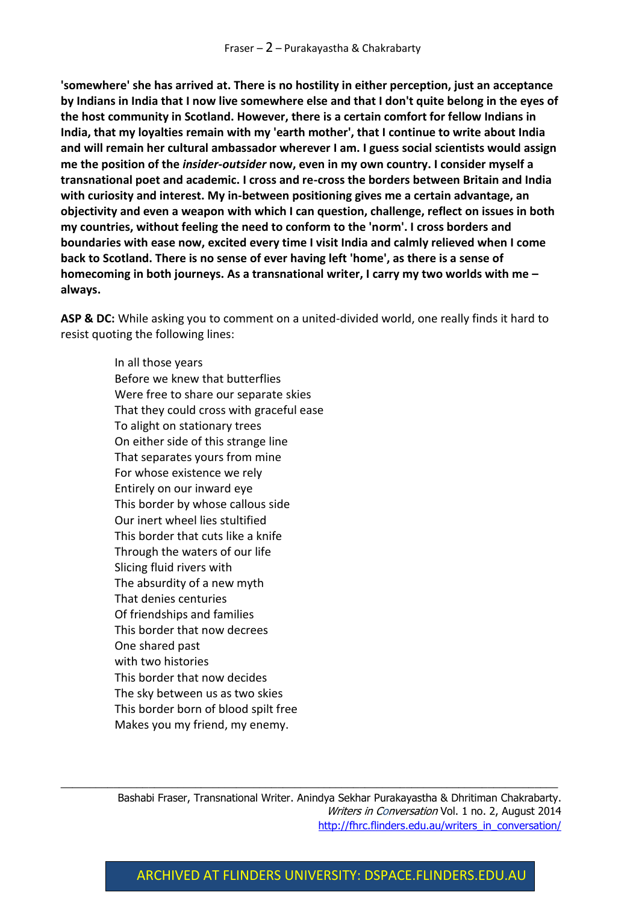**'somewhere' she has arrived at. There is no hostility in either perception, just an acceptance by Indians in India that I now live somewhere else and that I don't quite belong in the eyes of the host community in Scotland. However, there is a certain comfort for fellow Indians in India, that my loyalties remain with my 'earth mother', that I continue to write about India and will remain her cultural ambassador wherever I am. I guess social scientists would assign me the position of the *insider-outsider* now, even in my own country. I consider myself a transnational poet and academic. I cross and re-cross the borders between Britain and India with curiosity and interest. My in-between positioning gives me a certain advantage, an objectivity and even a weapon with which I can question, challenge, reflect on issues in both my countries, without feeling the need to conform to the 'norm'. I cross borders and boundaries with ease now, excited every time I visit India and calmly relieved when I come back to Scotland. There is no sense of ever having left 'home', as there is a sense of homecoming in both journeys. As a transnational writer, I carry my two worlds with me – always.**

**ASP & DC:** While asking you to comment on a united-divided world, one really finds it hard to resist quoting the following lines:

> In all those years
> Before we knew that butterflies
> Were free to share our separate skies
> That they could cross with graceful ease
> To alight on stationary trees
> On either side of this strange line
> That separates yours from mine
> For whose existence we rely
> Entirely on our inward eye
> This border by whose callous side
> Our inert wheel lies stultified
> This border that cuts like a knife
> Through the waters of our life
> Slicing fluid rivers with
> The absurdity of a new myth
> That denies centuries
> Of friendships and families
> This border that now decrees
> One shared past
> with two histories
> This border that now decides
> The sky between us as two skies
> This border born of blood spilt free
> Makes you my friend, my enemy.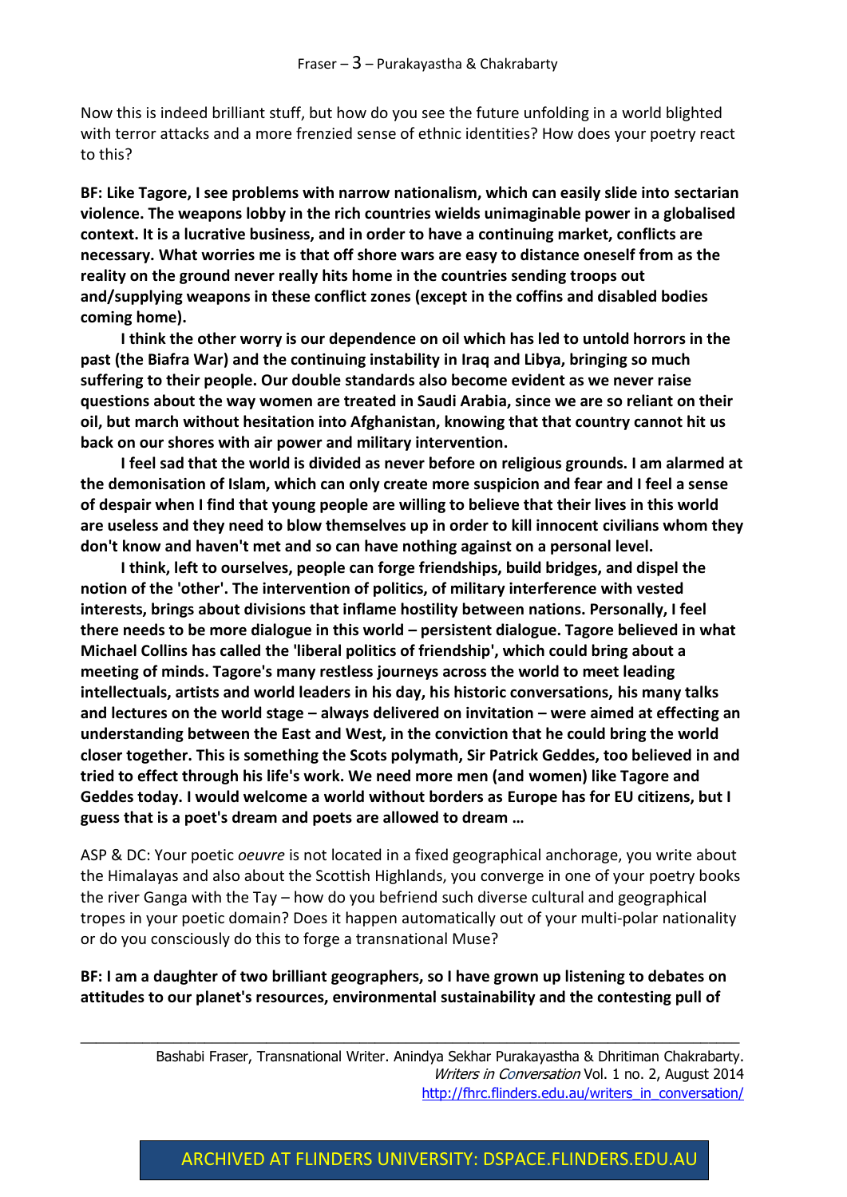Now this is indeed brilliant stuff, but how do you see the future unfolding in a world blighted with terror attacks and a more frenzied sense of ethnic identities? How does your poetry react to this?

**BF: Like Tagore, I see problems with narrow nationalism, which can easily slide into sectarian violence. The weapons lobby in the rich countries wields unimaginable power in a globalised context. It is a lucrative business, and in order to have a continuing market, conflicts are necessary. What worries me is that off shore wars are easy to distance oneself from as the reality on the ground never really hits home in the countries sending troops out and/supplying weapons in these conflict zones (except in the coffins and disabled bodies coming home).**

**I think the other worry is our dependence on oil which has led to untold horrors in the past (the Biafra War) and the continuing instability in Iraq and Libya, bringing so much suffering to their people. Our double standards also become evident as we never raise questions about the way women are treated in Saudi Arabia, since we are so reliant on their oil, but march without hesitation into Afghanistan, knowing that that country cannot hit us back on our shores with air power and military intervention.**

**I feel sad that the world is divided as never before on religious grounds. I am alarmed at the demonisation of Islam, which can only create more suspicion and fear and I feel a sense of despair when I find that young people are willing to believe that their lives in this world are useless and they need to blow themselves up in order to kill innocent civilians whom they don't know and haven't met and so can have nothing against on a personal level.**

**I think, left to ourselves, people can forge friendships, build bridges, and dispel the notion of the 'other'. The intervention of politics, of military interference with vested interests, brings about divisions that inflame hostility between nations. Personally, I feel there needs to be more dialogue in this world – persistent dialogue. Tagore believed in what Michael Collins has called the 'liberal politics of friendship', which could bring about a meeting of minds. Tagore's many restless journeys across the world to meet leading intellectuals, artists and world leaders in his day, his historic conversations, his many talks and lectures on the world stage – always delivered on invitation – were aimed at effecting an understanding between the East and West, in the conviction that he could bring the world closer together. This is something the Scots polymath, Sir Patrick Geddes, too believed in and tried to effect through his life's work. We need more men (and women) like Tagore and Geddes today. I would welcome a world without borders as Europe has for EU citizens, but I guess that is a poet's dream and poets are allowed to dream …**

ASP & DC: Your poetic *oeuvre* is not located in a fixed geographical anchorage, you write about the Himalayas and also about the Scottish Highlands, you converge in one of your poetry books the river Ganga with the Tay – how do you befriend such diverse cultural and geographical tropes in your poetic domain? Does it happen automatically out of your multi-polar nationality or do you consciously do this to forge a transnational Muse?

**BF: I am a daughter of two brilliant geographers, so I have grown up listening to debates on attitudes to our planet's resources, environmental sustainability and the contesting pull of**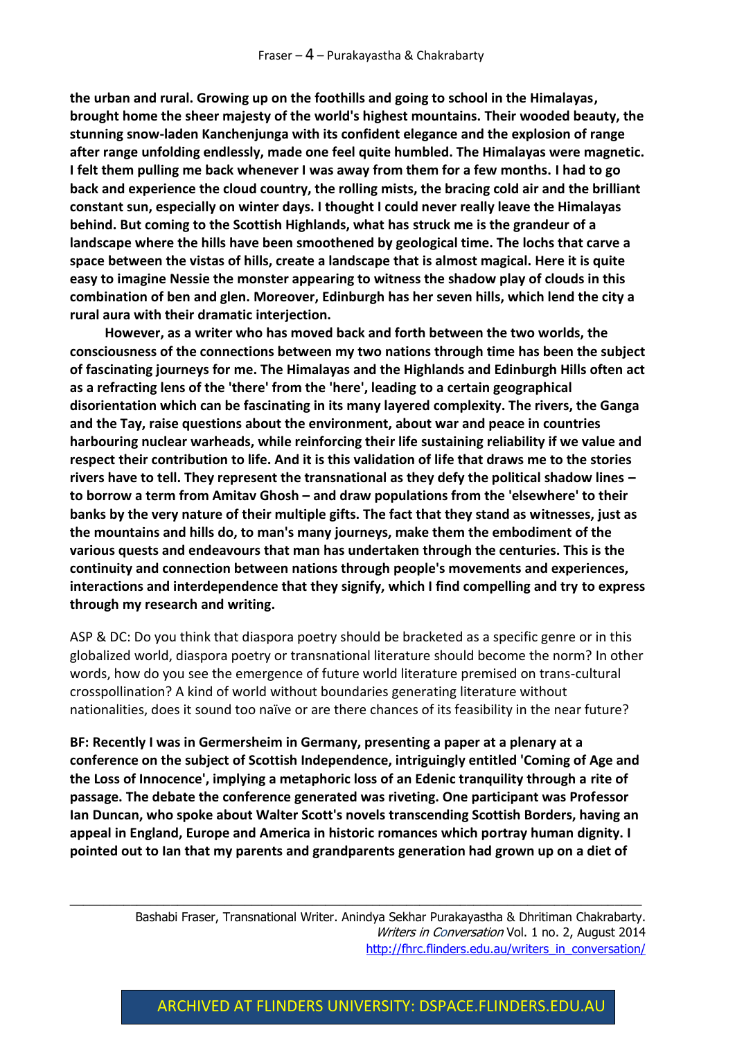**the urban and rural. Growing up on the foothills and going to school in the Himalayas, brought home the sheer majesty of the world's highest mountains. Their wooded beauty, the stunning snow-laden Kanchenjunga with its confident elegance and the explosion of range after range unfolding endlessly, made one feel quite humbled. The Himalayas were magnetic. I felt them pulling me back whenever I was away from them for a few months. I had to go back and experience the cloud country, the rolling mists, the bracing cold air and the brilliant constant sun, especially on winter days. I thought I could never really leave the Himalayas behind. But coming to the Scottish Highlands, what has struck me is the grandeur of a landscape where the hills have been smoothened by geological time. The lochs that carve a space between the vistas of hills, create a landscape that is almost magical. Here it is quite easy to imagine Nessie the monster appearing to witness the shadow play of clouds in this combination of ben and glen. Moreover, Edinburgh has her seven hills, which lend the city a rural aura with their dramatic interjection.**

**However, as a writer who has moved back and forth between the two worlds, the consciousness of the connections between my two nations through time has been the subject of fascinating journeys for me. The Himalayas and the Highlands and Edinburgh Hills often act as a refracting lens of the 'there' from the 'here', leading to a certain geographical disorientation which can be fascinating in its many layered complexity. The rivers, the Ganga and the Tay, raise questions about the environment, about war and peace in countries harbouring nuclear warheads, while reinforcing their life sustaining reliability if we value and respect their contribution to life. And it is this validation of life that draws me to the stories rivers have to tell. They represent the transnational as they defy the political shadow lines – to borrow a term from Amitav Ghosh – and draw populations from the 'elsewhere' to their banks by the very nature of their multiple gifts. The fact that they stand as witnesses, just as the mountains and hills do, to man's many journeys, make them the embodiment of the various quests and endeavours that man has undertaken through the centuries. This is the continuity and connection between nations through people's movements and experiences, interactions and interdependence that they signify, which I find compelling and try to express through my research and writing.**

ASP & DC: Do you think that diaspora poetry should be bracketed as a specific genre or in this globalized world, diaspora poetry or transnational literature should become the norm? In other words, how do you see the emergence of future world literature premised on trans-cultural crosspollination? A kind of world without boundaries generating literature without nationalities, does it sound too naïve or are there chances of its feasibility in the near future?

**BF: Recently I was in Germersheim in Germany, presenting a paper at a plenary at a conference on the subject of Scottish Independence, intriguingly entitled 'Coming of Age and the Loss of Innocence', implying a metaphoric loss of an Edenic tranquility through a rite of passage. The debate the conference generated was riveting. One participant was Professor Ian Duncan, who spoke about Walter Scott's novels transcending Scottish Borders, having an appeal in England, Europe and America in historic romances which portray human dignity. I pointed out to Ian that my parents and grandparents generation had grown up on a diet of**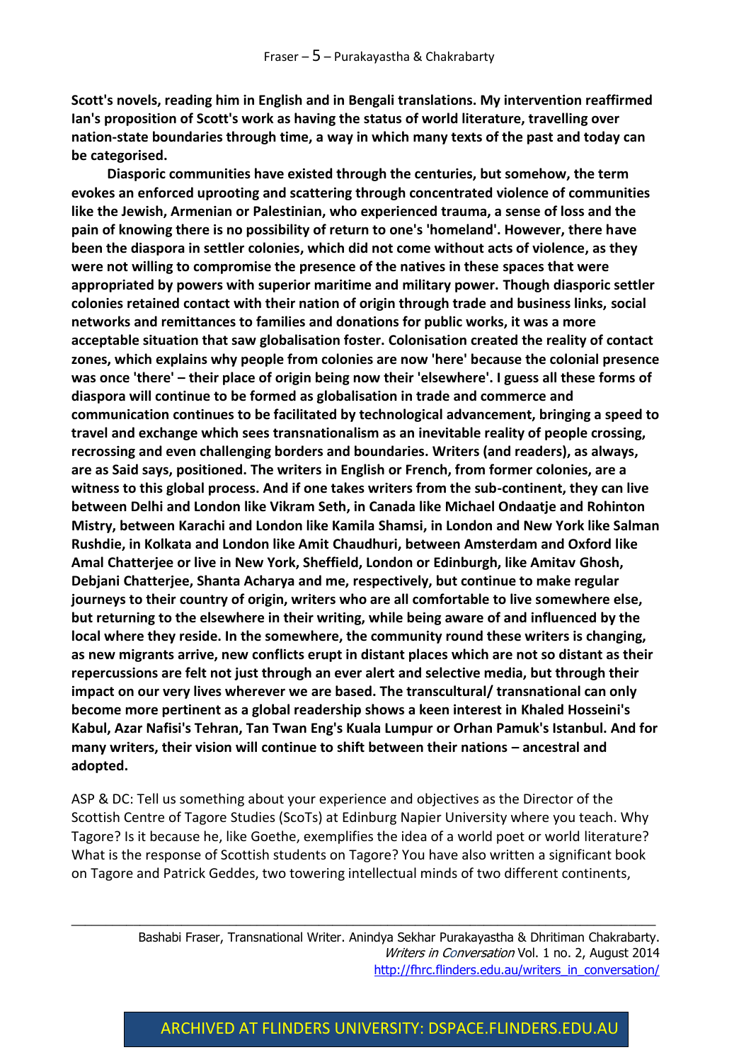**Scott's novels, reading him in English and in Bengali translations. My intervention reaffirmed Ian's proposition of Scott's work as having the status of world literature, travelling over nation-state boundaries through time, a way in which many texts of the past and today can be categorised.**

**Diasporic communities have existed through the centuries, but somehow, the term evokes an enforced uprooting and scattering through concentrated violence of communities like the Jewish, Armenian or Palestinian, who experienced trauma, a sense of loss and the pain of knowing there is no possibility of return to one's 'homeland'. However, there have been the diaspora in settler colonies, which did not come without acts of violence, as they were not willing to compromise the presence of the natives in these spaces that were appropriated by powers with superior maritime and military power. Though diasporic settler colonies retained contact with their nation of origin through trade and business links, social networks and remittances to families and donations for public works, it was a more acceptable situation that saw globalisation foster. Colonisation created the reality of contact zones, which explains why people from colonies are now 'here' because the colonial presence was once 'there' – their place of origin being now their 'elsewhere'. I guess all these forms of diaspora will continue to be formed as globalisation in trade and commerce and communication continues to be facilitated by technological advancement, bringing a speed to travel and exchange which sees transnationalism as an inevitable reality of people crossing, recrossing and even challenging borders and boundaries. Writers (and readers), as always, are as Said says, positioned. The writers in English or French, from former colonies, are a witness to this global process. And if one takes writers from the sub-continent, they can live between Delhi and London like Vikram Seth, in Canada like Michael Ondaatje and Rohinton Mistry, between Karachi and London like Kamila Shamsi, in London and New York like Salman Rushdie, in Kolkata and London like Amit Chaudhuri, between Amsterdam and Oxford like Amal Chatterjee or live in New York, Sheffield, London or Edinburgh, like Amitav Ghosh, Debjani Chatterjee, Shanta Acharya and me, respectively, but continue to make regular journeys to their country of origin, writers who are all comfortable to live somewhere else, but returning to the elsewhere in their writing, while being aware of and influenced by the local where they reside. In the somewhere, the community round these writers is changing, as new migrants arrive, new conflicts erupt in distant places which are not so distant as their repercussions are felt not just through an ever alert and selective media, but through their impact on our very lives wherever we are based. The transcultural/ transnational can only become more pertinent as a global readership shows a keen interest in Khaled Hosseini's Kabul, Azar Nafisi's Tehran, Tan Twan Eng's Kuala Lumpur or Orhan Pamuk's Istanbul. And for many writers, their vision will continue to shift between their nations – ancestral and adopted.**

ASP & DC: Tell us something about your experience and objectives as the Director of the Scottish Centre of Tagore Studies (ScoTs) at Edinburg Napier University where you teach. Why Tagore? Is it because he, like Goethe, exemplifies the idea of a world poet or world literature? What is the response of Scottish students on Tagore? You have also written a significant book on Tagore and Patrick Geddes, two towering intellectual minds of two different continents,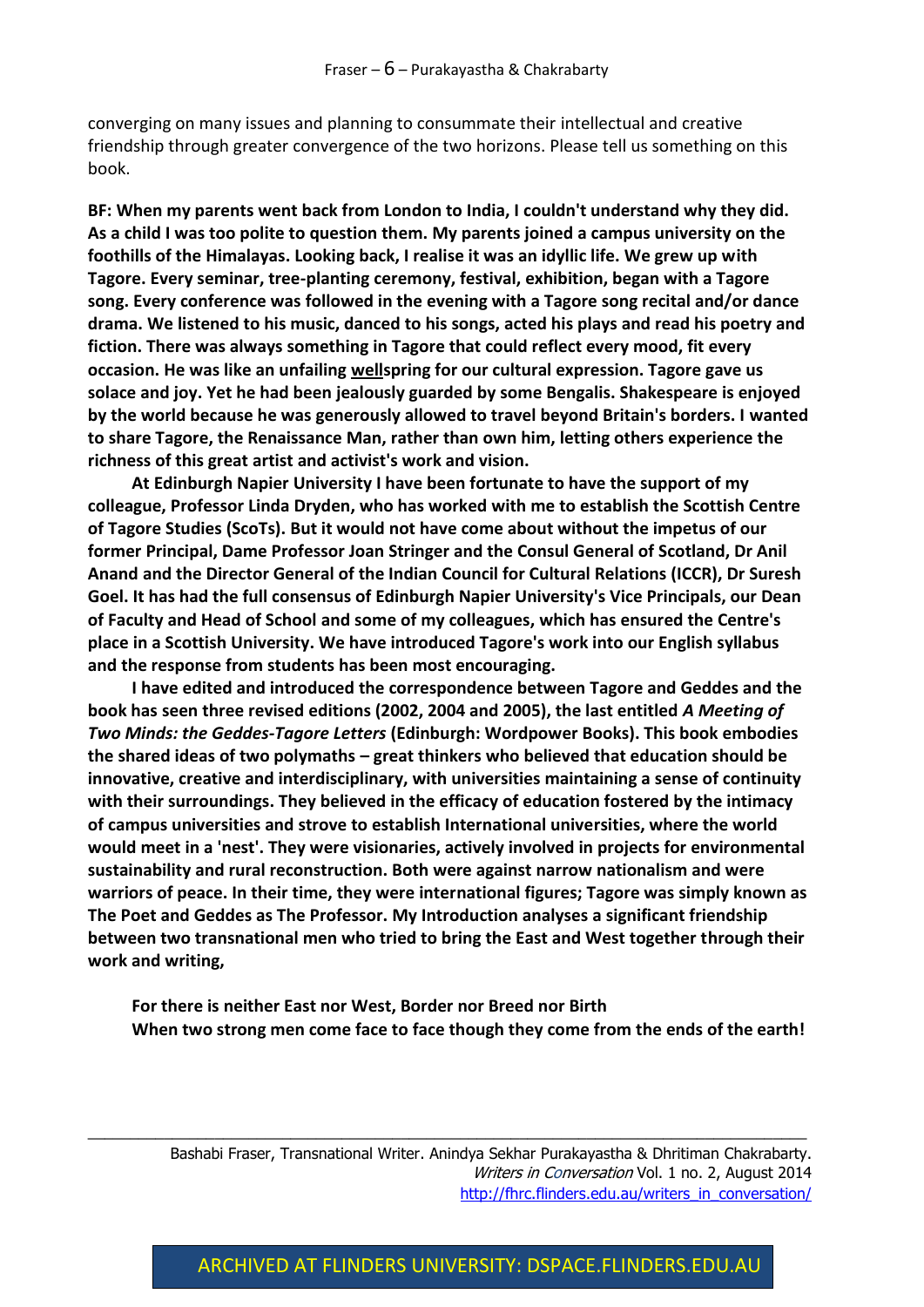converging on many issues and planning to consummate their intellectual and creative friendship through greater convergence of the two horizons. Please tell us something on this book.

**BF: When my parents went back from London to India, I couldn't understand why they did. As a child I was too polite to question them. My parents joined a campus university on the foothills of the Himalayas. Looking back, I realise it was an idyllic life. We grew up with Tagore. Every seminar, tree-planting ceremony, festival, exhibition, began with a Tagore song. Every conference was followed in the evening with a Tagore song recital and/or dance drama. We listened to his music, danced to his songs, acted his plays and read his poetry and fiction. There was always something in Tagore that could reflect every mood, fit every occasion. He was like an unfailing wellspring for our cultural expression. Tagore gave us solace and joy. Yet he had been jealously guarded by some Bengalis. Shakespeare is enjoyed by the world because he was generously allowed to travel beyond Britain's borders. I wanted to share Tagore, the Renaissance Man, rather than own him, letting others experience the richness of this great artist and activist's work and vision.**

**At Edinburgh Napier University I have been fortunate to have the support of my colleague, Professor Linda Dryden, who has worked with me to establish the Scottish Centre of Tagore Studies (ScoTs). But it would not have come about without the impetus of our former Principal, Dame Professor Joan Stringer and the Consul General of Scotland, Dr Anil Anand and the Director General of the Indian Council for Cultural Relations (ICCR), Dr Suresh Goel. It has had the full consensus of Edinburgh Napier University's Vice Principals, our Dean of Faculty and Head of School and some of my colleagues, which has ensured the Centre's place in a Scottish University. We have introduced Tagore's work into our English syllabus and the response from students has been most encouraging.**

**I have edited and introduced the correspondence between Tagore and Geddes and the book has seen three revised editions (2002, 2004 and 2005), the last entitled *A Meeting of Two Minds: the Geddes-Tagore Letters* (Edinburgh: Wordpower Books). This book embodies the shared ideas of two polymaths – great thinkers who believed that education should be innovative, creative and interdisciplinary, with universities maintaining a sense of continuity with their surroundings. They believed in the efficacy of education fostered by the intimacy of campus universities and strove to establish International universities, where the world would meet in a 'nest'. They were visionaries, actively involved in projects for environmental sustainability and rural reconstruction. Both were against narrow nationalism and were warriors of peace. In their time, they were international figures; Tagore was simply known as The Poet and Geddes as The Professor. My Introduction analyses a significant friendship between two transnational men who tried to bring the East and West together through their work and writing,**

> **For there is neither East nor West, Border nor Breed nor Birth**
> **When two strong men come face to face though they come from the ends of the earth!**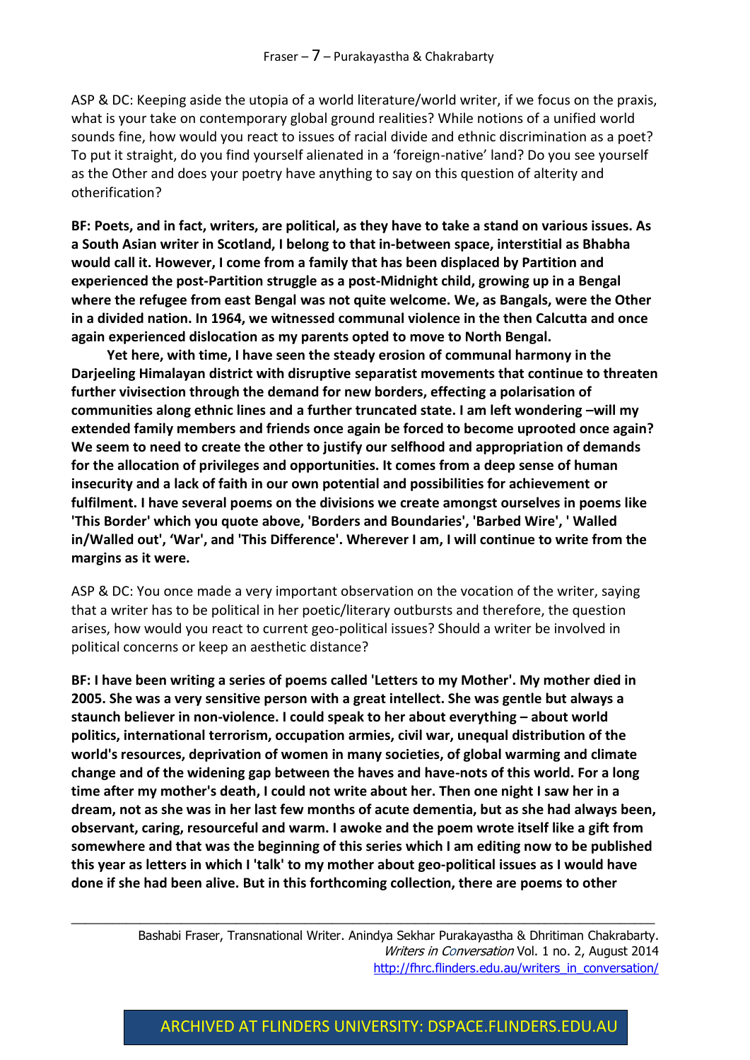ASP & DC: Keeping aside the utopia of a world literature/world writer, if we focus on the praxis, what is your take on contemporary global ground realities? While notions of a unified world sounds fine, how would you react to issues of racial divide and ethnic discrimination as a poet? To put it straight, do you find yourself alienated in a 'foreign-native' land? Do you see yourself as the Other and does your poetry have anything to say on this question of alterity and otherification?

**BF: Poets, and in fact, writers, are political, as they have to take a stand on various issues. As a South Asian writer in Scotland, I belong to that in-between space, interstitial as Bhabha would call it. However, I come from a family that has been displaced by Partition and experienced the post-Partition struggle as a post-Midnight child, growing up in a Bengal where the refugee from east Bengal was not quite welcome. We, as Bangals, were the Other in a divided nation. In 1964, we witnessed communal violence in the then Calcutta and once again experienced dislocation as my parents opted to move to North Bengal.**

**Yet here, with time, I have seen the steady erosion of communal harmony in the Darjeeling Himalayan district with disruptive separatist movements that continue to threaten further vivisection through the demand for new borders, effecting a polarisation of communities along ethnic lines and a further truncated state. I am left wondering –will my extended family members and friends once again be forced to become uprooted once again? We seem to need to create the other to justify our selfhood and appropriation of demands for the allocation of privileges and opportunities. It comes from a deep sense of human insecurity and a lack of faith in our own potential and possibilities for achievement or fulfilment. I have several poems on the divisions we create amongst ourselves in poems like 'This Border' which you quote above, 'Borders and Boundaries', 'Barbed Wire', ' Walled in/Walled out', 'War', and 'This Difference'. Wherever I am, I will continue to write from the margins as it were.**

ASP & DC: You once made a very important observation on the vocation of the writer, saying that a writer has to be political in her poetic/literary outbursts and therefore, the question arises, how would you react to current geo-political issues? Should a writer be involved in political concerns or keep an aesthetic distance?

**BF: I have been writing a series of poems called 'Letters to my Mother'. My mother died in 2005. She was a very sensitive person with a great intellect. She was gentle but always a staunch believer in non-violence. I could speak to her about everything – about world politics, international terrorism, occupation armies, civil war, unequal distribution of the world's resources, deprivation of women in many societies, of global warming and climate change and of the widening gap between the haves and have-nots of this world. For a long time after my mother's death, I could not write about her. Then one night I saw her in a dream, not as she was in her last few months of acute dementia, but as she had always been, observant, caring, resourceful and warm. I awoke and the poem wrote itself like a gift from somewhere and that was the beginning of this series which I am editing now to be published this year as letters in which I 'talk' to my mother about geo-political issues as I would have done if she had been alive. But in this forthcoming collection, there are poems to other**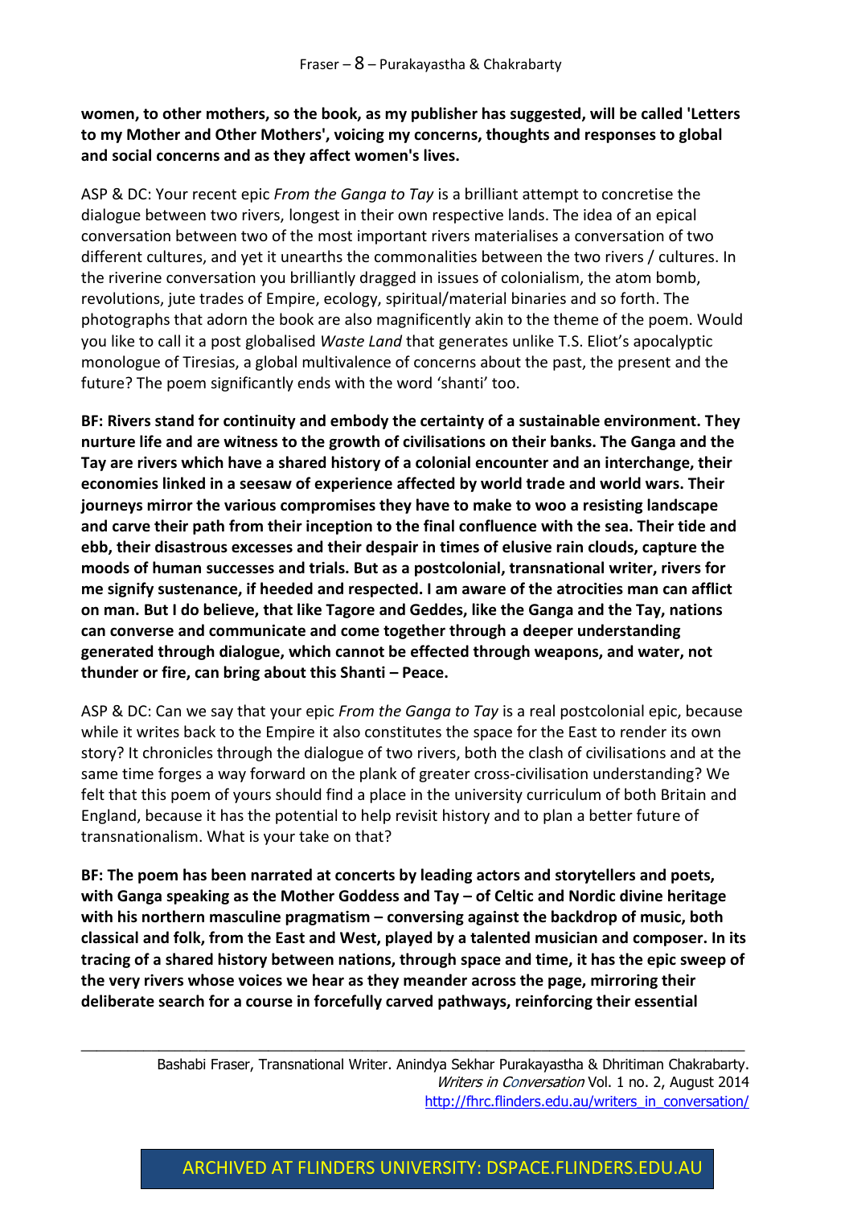**women, to other mothers, so the book, as my publisher has suggested, will be called 'Letters to my Mother and Other Mothers', voicing my concerns, thoughts and responses to global and social concerns and as they affect women's lives.**

ASP & DC: Your recent epic *From the Ganga to Tay* is a brilliant attempt to concretise the dialogue between two rivers, longest in their own respective lands. The idea of an epical conversation between two of the most important rivers materialises a conversation of two different cultures, and yet it unearths the commonalities between the two rivers / cultures. In the riverine conversation you brilliantly dragged in issues of colonialism, the atom bomb, revolutions, jute trades of Empire, ecology, spiritual/material binaries and so forth. The photographs that adorn the book are also magnificently akin to the theme of the poem. Would you like to call it a post globalised *Waste Land* that generates unlike T.S. Eliot's apocalyptic monologue of Tiresias, a global multivalence of concerns about the past, the present and the future? The poem significantly ends with the word 'shanti' too.

**BF: Rivers stand for continuity and embody the certainty of a sustainable environment. They nurture life and are witness to the growth of civilisations on their banks. The Ganga and the Tay are rivers which have a shared history of a colonial encounter and an interchange, their economies linked in a seesaw of experience affected by world trade and world wars. Their journeys mirror the various compromises they have to make to woo a resisting landscape and carve their path from their inception to the final confluence with the sea. Their tide and ebb, their disastrous excesses and their despair in times of elusive rain clouds, capture the moods of human successes and trials. But as a postcolonial, transnational writer, rivers for me signify sustenance, if heeded and respected. I am aware of the atrocities man can afflict on man. But I do believe, that like Tagore and Geddes, like the Ganga and the Tay, nations can converse and communicate and come together through a deeper understanding generated through dialogue, which cannot be effected through weapons, and water, not thunder or fire, can bring about this Shanti – Peace.**

ASP & DC: Can we say that your epic *From the Ganga to Tay* is a real postcolonial epic, because while it writes back to the Empire it also constitutes the space for the East to render its own story? It chronicles through the dialogue of two rivers, both the clash of civilisations and at the same time forges a way forward on the plank of greater cross-civilisation understanding? We felt that this poem of yours should find a place in the university curriculum of both Britain and England, because it has the potential to help revisit history and to plan a better future of transnationalism. What is your take on that?

**BF: The poem has been narrated at concerts by leading actors and storytellers and poets, with Ganga speaking as the Mother Goddess and Tay – of Celtic and Nordic divine heritage with his northern masculine pragmatism – conversing against the backdrop of music, both classical and folk, from the East and West, played by a talented musician and composer. In its tracing of a shared history between nations, through space and time, it has the epic sweep of the very rivers whose voices we hear as they meander across the page, mirroring their deliberate search for a course in forcefully carved pathways, reinforcing their essential**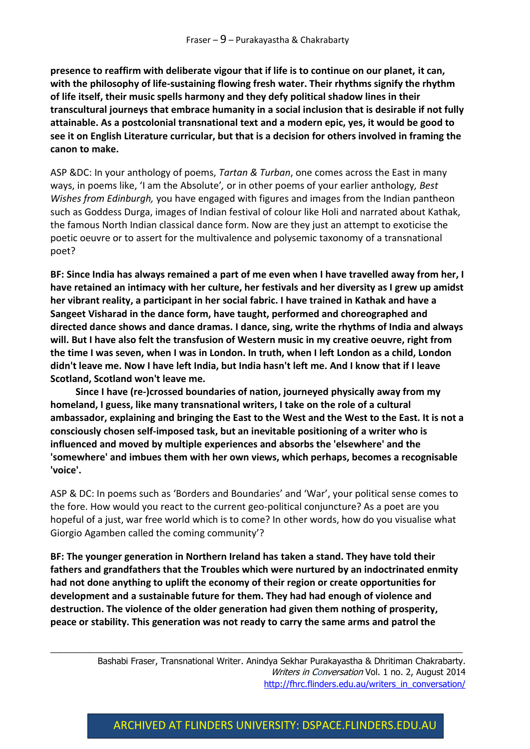**presence to reaffirm with deliberate vigour that if life is to continue on our planet, it can, with the philosophy of life-sustaining flowing fresh water. Their rhythms signify the rhythm of life itself, their music spells harmony and they defy political shadow lines in their transcultural journeys that embrace humanity in a social inclusion that is desirable if not fully attainable. As a postcolonial transnational text and a modern epic, yes, it would be good to see it on English Literature curricular, but that is a decision for others involved in framing the canon to make.**

ASP &DC: In your anthology of poems, *Tartan & Turban*, one comes across the East in many ways, in poems like, 'I am the Absolute'*,* or in other poems of your earlier anthology*, Best Wishes from Edinburgh,* you have engaged with figures and images from the Indian pantheon such as Goddess Durga, images of Indian festival of colour like Holi and narrated about Kathak, the famous North Indian classical dance form. Now are they just an attempt to exoticise the poetic oeuvre or to assert for the multivalence and polysemic taxonomy of a transnational poet?

**BF: Since India has always remained a part of me even when I have travelled away from her, I have retained an intimacy with her culture, her festivals and her diversity as I grew up amidst her vibrant reality, a participant in her social fabric. I have trained in Kathak and have a Sangeet Visharad in the dance form, have taught, performed and choreographed and directed dance shows and dance dramas. I dance, sing, write the rhythms of India and always will. But I have also felt the transfusion of Western music in my creative oeuvre, right from the time I was seven, when I was in London. In truth, when I left London as a child, London didn't leave me. Now I have left India, but India hasn't left me. And I know that if I leave Scotland, Scotland won't leave me.**

**Since I have (re-)crossed boundaries of nation, journeyed physically away from my homeland, I guess, like many transnational writers, I take on the role of a cultural ambassador, explaining and bringing the East to the West and the West to the East. It is not a consciously chosen self-imposed task, but an inevitable positioning of a writer who is influenced and moved by multiple experiences and absorbs the 'elsewhere' and the 'somewhere' and imbues them with her own views, which perhaps, becomes a recognisable 'voice'.**

ASP & DC: In poems such as 'Borders and Boundaries' and 'War', your political sense comes to the fore. How would you react to the current geo-political conjuncture? As a poet are you hopeful of a just, war free world which is to come? In other words, how do you visualise what Giorgio Agamben called the coming community'?

**BF: The younger generation in Northern Ireland has taken a stand. They have told their fathers and grandfathers that the Troubles which were nurtured by an indoctrinated enmity had not done anything to uplift the economy of their region or create opportunities for development and a sustainable future for them. They had had enough of violence and destruction. The violence of the older generation had given them nothing of prosperity, peace or stability. This generation was not ready to carry the same arms and patrol the**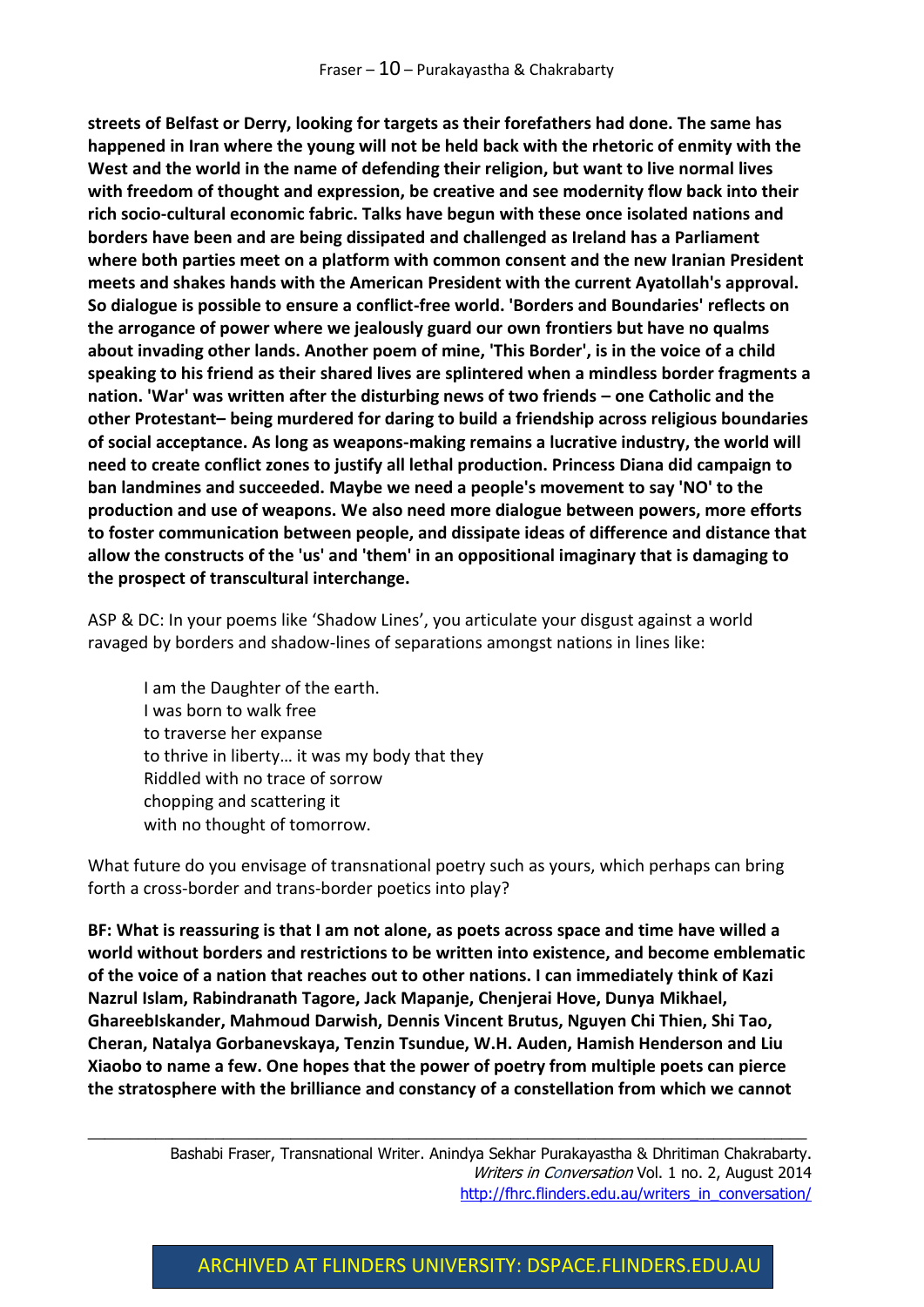**streets of Belfast or Derry, looking for targets as their forefathers had done. The same has happened in Iran where the young will not be held back with the rhetoric of enmity with the West and the world in the name of defending their religion, but want to live normal lives with freedom of thought and expression, be creative and see modernity flow back into their rich socio-cultural economic fabric. Talks have begun with these once isolated nations and borders have been and are being dissipated and challenged as Ireland has a Parliament where both parties meet on a platform with common consent and the new Iranian President meets and shakes hands with the American President with the current Ayatollah's approval. So dialogue is possible to ensure a conflict-free world. 'Borders and Boundaries' reflects on the arrogance of power where we jealously guard our own frontiers but have no qualms about invading other lands. Another poem of mine, 'This Border', is in the voice of a child speaking to his friend as their shared lives are splintered when a mindless border fragments a nation. 'War' was written after the disturbing news of two friends – one Catholic and the other Protestant– being murdered for daring to build a friendship across religious boundaries of social acceptance. As long as weapons-making remains a lucrative industry, the world will need to create conflict zones to justify all lethal production. Princess Diana did campaign to ban landmines and succeeded. Maybe we need a people's movement to say 'NO' to the production and use of weapons. We also need more dialogue between powers, more efforts to foster communication between people, and dissipate ideas of difference and distance that allow the constructs of the 'us' and 'them' in an oppositional imaginary that is damaging to the prospect of transcultural interchange.**

ASP & DC: In your poems like 'Shadow Lines', you articulate your disgust against a world ravaged by borders and shadow-lines of separations amongst nations in lines like:

> I am the Daughter of the earth.
> I was born to walk free
> to traverse her expanse
> to thrive in liberty… it was my body that they
> Riddled with no trace of sorrow
> chopping and scattering it
> with no thought of tomorrow.

What future do you envisage of transnational poetry such as yours, which perhaps can bring forth a cross-border and trans-border poetics into play?

**BF: What is reassuring is that I am not alone, as poets across space and time have willed a world without borders and restrictions to be written into existence, and become emblematic of the voice of a nation that reaches out to other nations. I can immediately think of Kazi Nazrul Islam, Rabindranath Tagore, Jack Mapanje, Chenjerai Hove, Dunya Mikhael, GhareebIskander, Mahmoud Darwish, Dennis Vincent Brutus, Nguyen Chi Thien, Shi Tao, Cheran, Natalya Gorbanevskaya, Tenzin Tsundue, W.H. Auden, Hamish Henderson and Liu Xiaobo to name a few. One hopes that the power of poetry from multiple poets can pierce the stratosphere with the brilliance and constancy of a constellation from which we cannot**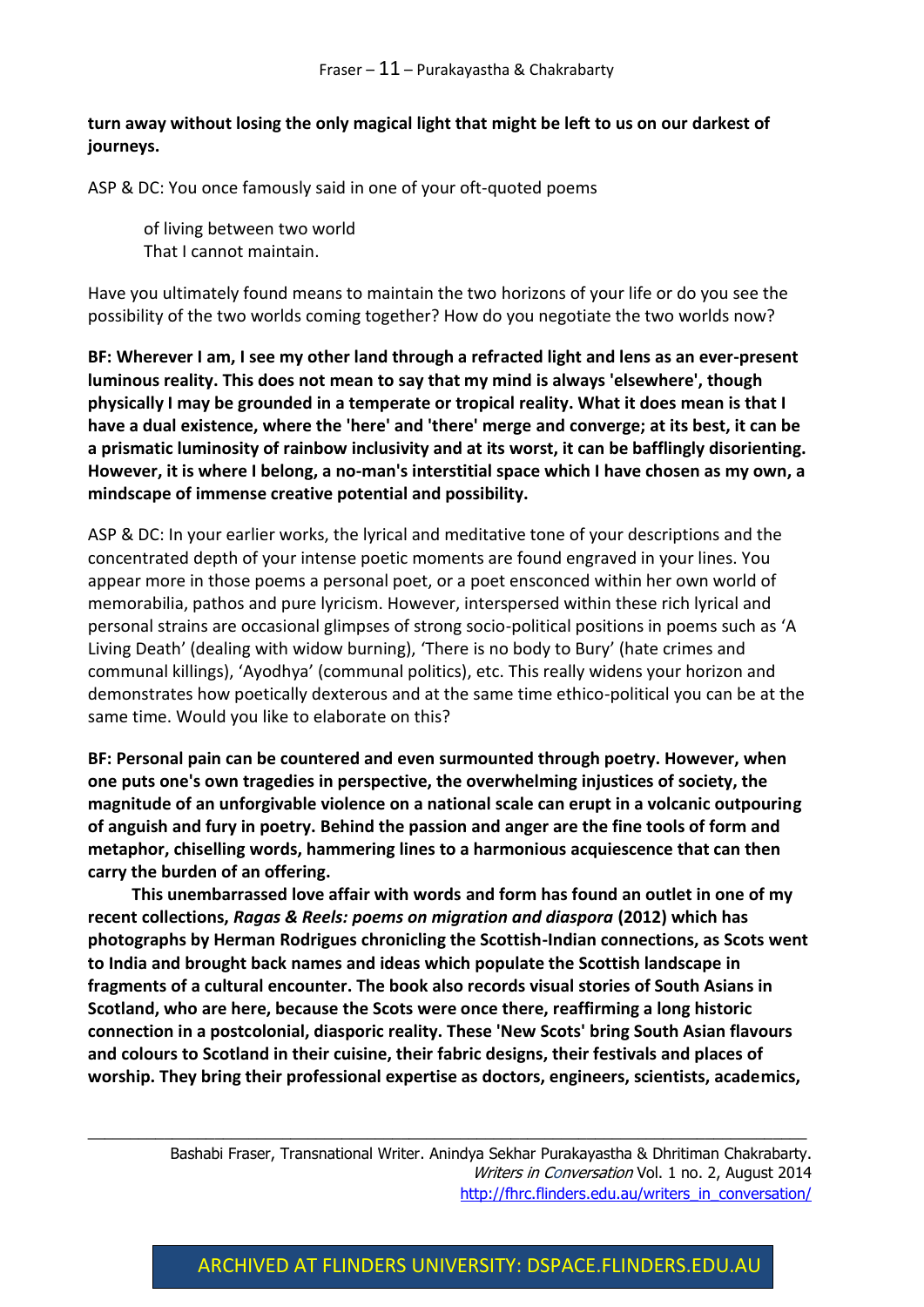**turn away without losing the only magical light that might be left to us on our darkest of journeys.**

ASP & DC: You once famously said in one of your oft-quoted poems

> of living between two world
> That I cannot maintain.

Have you ultimately found means to maintain the two horizons of your life or do you see the possibility of the two worlds coming together? How do you negotiate the two worlds now?

**BF: Wherever I am, I see my other land through a refracted light and lens as an ever-present luminous reality. This does not mean to say that my mind is always 'elsewhere', though physically I may be grounded in a temperate or tropical reality. What it does mean is that I have a dual existence, where the 'here' and 'there' merge and converge; at its best, it can be a prismatic luminosity of rainbow inclusivity and at its worst, it can be bafflingly disorienting. However, it is where I belong, a no-man's interstitial space which I have chosen as my own, a mindscape of immense creative potential and possibility.**

ASP & DC: In your earlier works, the lyrical and meditative tone of your descriptions and the concentrated depth of your intense poetic moments are found engraved in your lines. You appear more in those poems a personal poet, or a poet ensconced within her own world of memorabilia, pathos and pure lyricism. However, interspersed within these rich lyrical and personal strains are occasional glimpses of strong socio-political positions in poems such as 'A Living Death' (dealing with widow burning), 'There is no body to Bury' (hate crimes and communal killings), 'Ayodhya' (communal politics), etc. This really widens your horizon and demonstrates how poetically dexterous and at the same time ethico-political you can be at the same time. Would you like to elaborate on this?

**BF: Personal pain can be countered and even surmounted through poetry. However, when one puts one's own tragedies in perspective, the overwhelming injustices of society, the magnitude of an unforgivable violence on a national scale can erupt in a volcanic outpouring of anguish and fury in poetry. Behind the passion and anger are the fine tools of form and metaphor, chiselling words, hammering lines to a harmonious acquiescence that can then carry the burden of an offering.**

**This unembarrassed love affair with words and form has found an outlet in one of my recent collections, *Ragas & Reels: poems on migration and diaspora* (2012) which has photographs by Herman Rodrigues chronicling the Scottish-Indian connections, as Scots went to India and brought back names and ideas which populate the Scottish landscape in fragments of a cultural encounter. The book also records visual stories of South Asians in Scotland, who are here, because the Scots were once there, reaffirming a long historic connection in a postcolonial, diasporic reality. These 'New Scots' bring South Asian flavours and colours to Scotland in their cuisine, their fabric designs, their festivals and places of worship. They bring their professional expertise as doctors, engineers, scientists, academics,**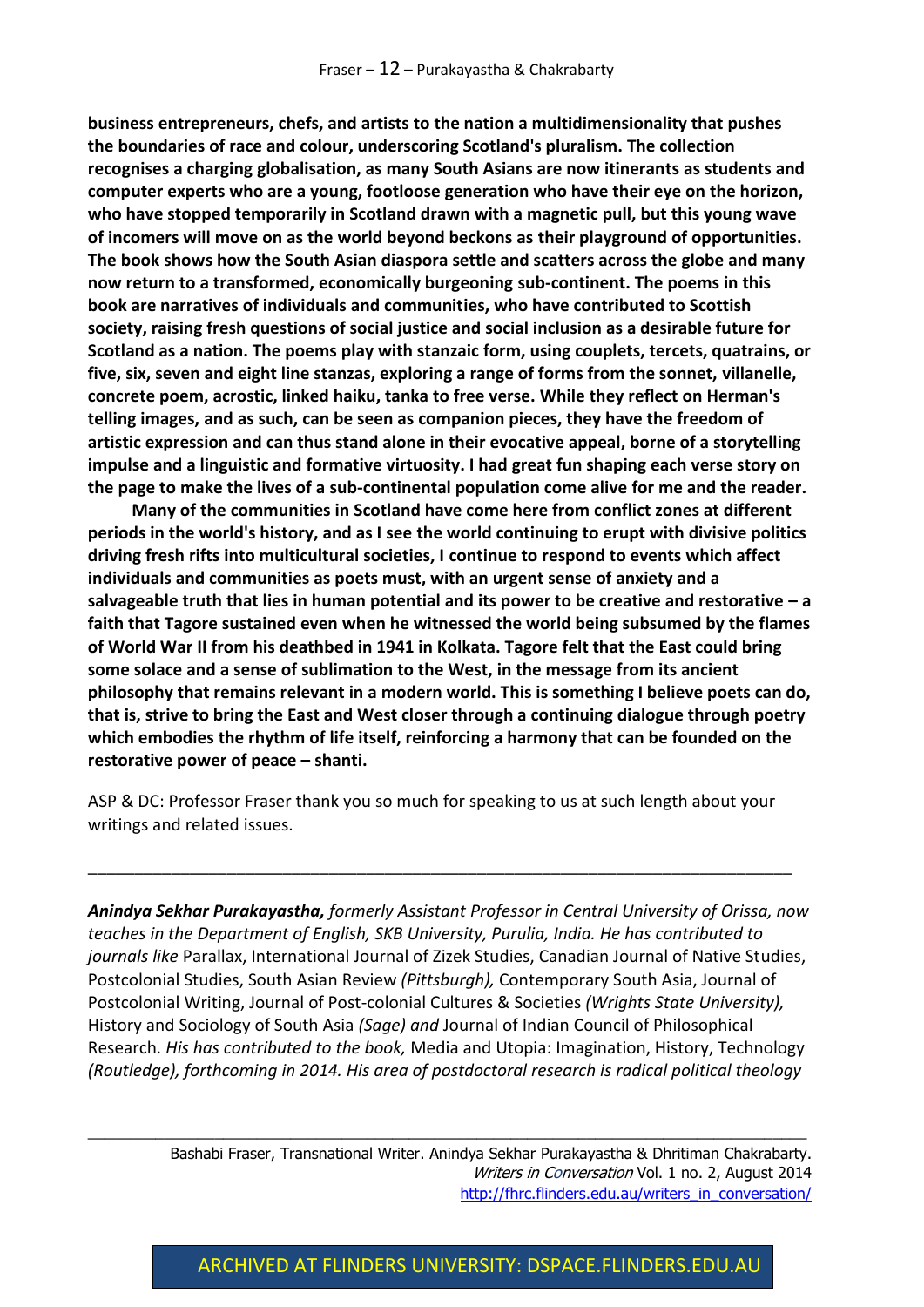**business entrepreneurs, chefs, and artists to the nation a multidimensionality that pushes the boundaries of race and colour, underscoring Scotland's pluralism. The collection recognises a charging globalisation, as many South Asians are now itinerants as students and computer experts who are a young, footloose generation who have their eye on the horizon, who have stopped temporarily in Scotland drawn with a magnetic pull, but this young wave of incomers will move on as the world beyond beckons as their playground of opportunities. The book shows how the South Asian diaspora settle and scatters across the globe and many now return to a transformed, economically burgeoning sub-continent. The poems in this book are narratives of individuals and communities, who have contributed to Scottish society, raising fresh questions of social justice and social inclusion as a desirable future for Scotland as a nation. The poems play with stanzaic form, using couplets, tercets, quatrains, or five, six, seven and eight line stanzas, exploring a range of forms from the sonnet, villanelle, concrete poem, acrostic, linked haiku, tanka to free verse. While they reflect on Herman's telling images, and as such, can be seen as companion pieces, they have the freedom of artistic expression and can thus stand alone in their evocative appeal, borne of a storytelling impulse and a linguistic and formative virtuosity. I had great fun shaping each verse story on the page to make the lives of a sub-continental population come alive for me and the reader.**

**Many of the communities in Scotland have come here from conflict zones at different periods in the world's history, and as I see the world continuing to erupt with divisive politics driving fresh rifts into multicultural societies, I continue to respond to events which affect individuals and communities as poets must, with an urgent sense of anxiety and a salvageable truth that lies in human potential and its power to be creative and restorative – a faith that Tagore sustained even when he witnessed the world being subsumed by the flames of World War II from his deathbed in 1941 in Kolkata. Tagore felt that the East could bring some solace and a sense of sublimation to the West, in the message from its ancient philosophy that remains relevant in a modern world. This is something I believe poets can do, that is, strive to bring the East and West closer through a continuing dialogue through poetry which embodies the rhythm of life itself, reinforcing a harmony that can be founded on the restorative power of peace – shanti.**

ASP & DC: Professor Fraser thank you so much for speaking to us at such length about your writings and related issues.

---

***Anindya Sekhar Purakayastha,*** *formerly Assistant Professor in Central University of Orissa, now teaches in the Department of English, SKB University, Purulia, India. He has contributed to journals like* Parallax, International Journal of Zizek Studies, Canadian Journal of Native Studies, Postcolonial Studies, South Asian Review *(Pittsburgh),* Contemporary South Asia, Journal of Postcolonial Writing, Journal of Post-colonial Cultures & Societies *(Wrights State University),* History and Sociology of South Asia *(Sage) and* Journal of Indian Council of Philosophical Research. *His has contributed to the book,* Media and Utopia: Imagination, History, Technology *(Routledge), forthcoming in 2014. His area of postdoctoral research is radical political theology*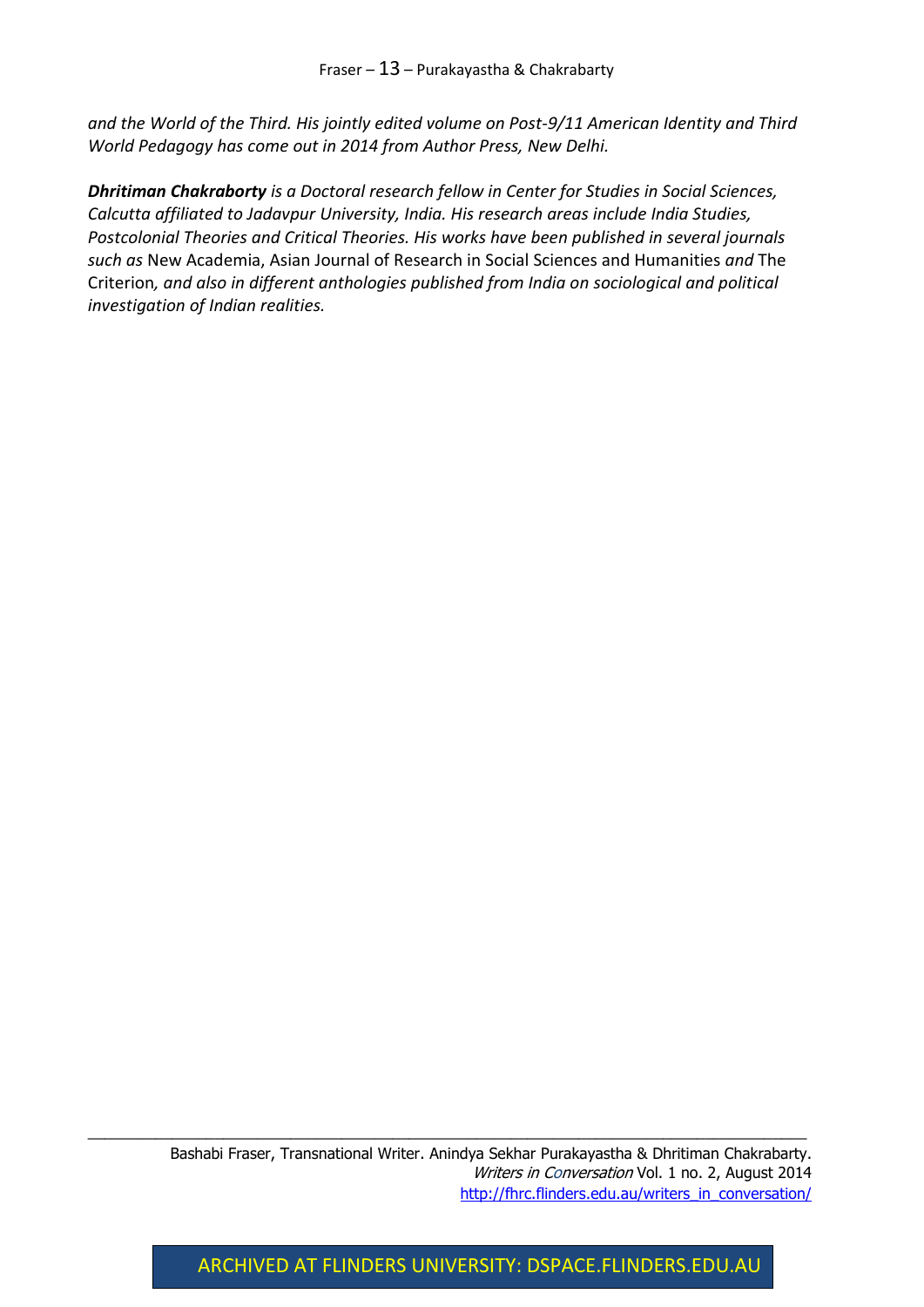*and the World of the Third. His jointly edited volume on Post-9/11 American Identity and Third World Pedagogy has come out in 2014 from Author Press, New Delhi.*

***Dhritiman Chakraborty*** *is a Doctoral research fellow in Center for Studies in Social Sciences, Calcutta affiliated to Jadavpur University, India. His research areas include India Studies, Postcolonial Theories and Critical Theories. His works have been published in several journals such as* New Academia, Asian Journal of Research in Social Sciences and Humanities *and* The Criterion*, and also in different anthologies published from India on sociological and political investigation of Indian realities.*